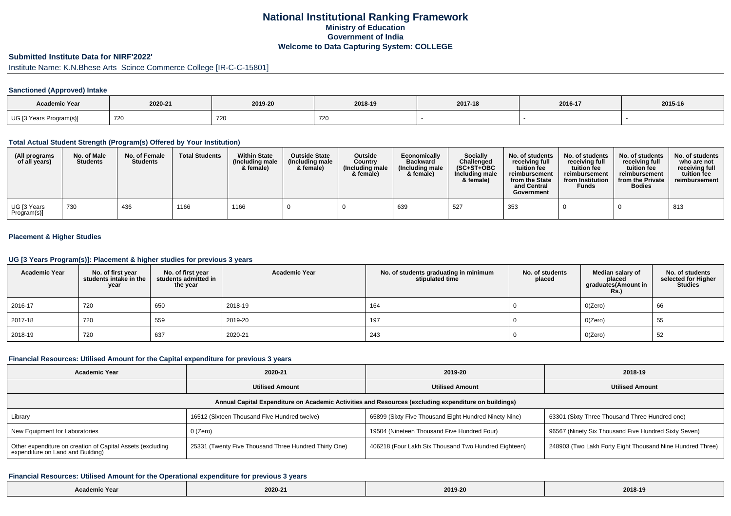# National Institutional Ranking Framework

**Ministry of Education**

**Government of India**

**Welcome to Data Capturing System: COLLEGE**

## Submitted Institute Data for NIRF'2022'

Institute Name: K.N.Bhese Arts Scince Commerce College [IR-C-C-15801]

### Sanctioned (Approved) Intake

| Academic Year | 2020-21 | 2019-20 | 2018-19 | 2017-18 | 2016-17 | 2015-16 |
|---|---|---|---|---|---|---|
| UG [3 Years Program(s)] | 720 | 720 | 720 | - | - | - |

### Total Actual Student Strength (Program(s) Offered by Your Institution)

| (All programs of all years) | No. of Male Students | No. of Female Students | Total Students | Within State (Including male & female) | Outside State (Including male & female) | Outside Country (Including male & female) | Economically Backward (Including male & female) | Socially Challenged (SC+ST+OBC Including male & female) | No. of students receiving full tuition fee reimbursement from the State and Central Government | No. of students receiving full tuition fee reimbursement from Institution Funds | No. of students receiving full tuition fee reimbursement from the Private Bodies | No. of students who are not receiving full tuition fee reimbursement |
|---|---|---|---|---|---|---|---|---|---|---|---|---|
| UG [3 Years Program(s)] | 730 | 436 | 1166 | 1166 | 0 | 0 | 639 | 527 | 353 | 0 | 0 | 813 |

### Placement & Higher Studies

### UG [3 Years Program(s)]: Placement & higher studies for previous 3 years

| Academic Year | No. of first year students intake in the year | No. of first year students admitted in the year | Academic Year | No. of students graduating in minimum stipulated time | No. of students placed | Median salary of placed graduates(Amount in Rs.) | No. of students selected for Higher Studies |
|---|---|---|---|---|---|---|---|
| 2016-17 | 720 | 650 | 2018-19 | 164 | 0 | 0(Zero) | 66 |
| 2017-18 | 720 | 559 | 2019-20 | 197 | 0 | 0(Zero) | 55 |
| 2018-19 | 720 | 637 | 2020-21 | 243 | 0 | 0(Zero) | 52 |

### Financial Resources: Utilised Amount for the Capital expenditure for previous 3 years

| Academic Year | 2020-21 | 2019-20 | 2018-19 |
|---|---|---|---|
| | Utilised Amount | Utilised Amount | Utilised Amount |
| Annual Capital Expenditure on Academic Activities and Resources (excluding expenditure on buildings) | | | |
| Library | 16512 (Sixteen Thousand Five Hundred twelve) | 65899 (Sixty Five Thousand Eight Hundred Ninety Nine) | 63301 (Sixty Three Thousand Three Hundred one) |
| New Equipment for Laboratories | 0 (Zero) | 19504 (Nineteen Thousand Five Hundred Four) | 96567 (Ninety Six Thousand Five Hundred Sixty Seven) |
| Other expenditure on creation of Capital Assets (excluding expenditure on Land and Building) | 25331 (Twenty Five Thousand Three Hundred Thirty One) | 406218 (Four Lakh Six Thousand Two Hundred Eighteen) | 248903 (Two Lakh Forty Eight Thousand Nine Hundred Three) |

### Financial Resources: Utilised Amount for the Operational expenditure for previous 3 years

| Academic Year | 2020-21 | 2019-20 | 2018-19 |
|---|---|---|---|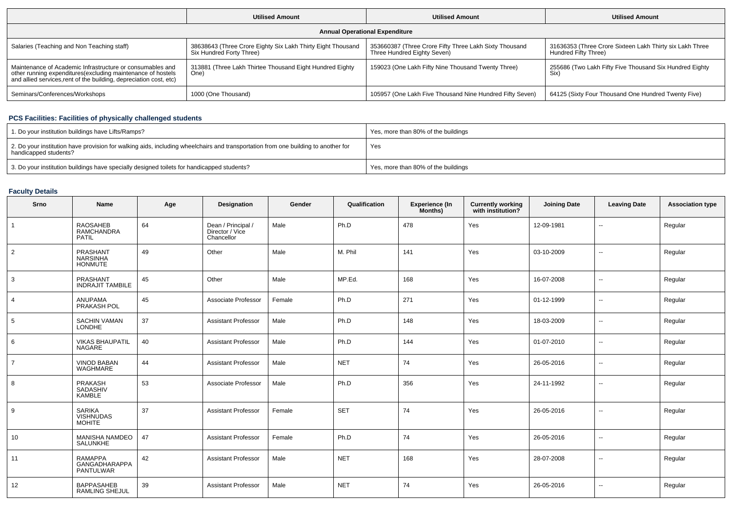| | Utilised Amount | Utilised Amount | Utilised Amount |
|---|---|---|---|
| **Annual Operational Expenditure** | | | |
| Salaries (Teaching and Non Teaching staff) | 38638643 (Three Crore Eighty Six Lakh Thirty Eight Thousand Six Hundred Forty Three) | 353660387 (Three Crore Fifty Three Lakh Sixty Thousand Three Hundred Eighty Seven) | 31636353 (Three Crore Sixteen Lakh Thirty six Lakh Three Hundred Fifty Three) |
| Maintenance of Academic Infrastructure or consumables and other running expenditures(excluding maintenance of hostels and allied services,rent of the building, depreciation cost, etc) | 313881 (Three Lakh Thirtee Thousand Eight Hundred Eighty One) | 159023 (One Lakh Fifty Nine Thousand Twenty Three) | 255686 (Two Lakh Fifty Five Thousand Six Hundred Eighty Six) |
| Seminars/Conferences/Workshops | 1000 (One Thousand) | 105957 (One Lakh Five Thousand Nine Hundred Fifty Seven) | 64125 (Sixty Four Thousand One Hundred Twenty Five) |

## PCS Facilities: Facilities of physically challenged students

| | |
|---|---|
| 1. Do your institution buildings have Lifts/Ramps? | Yes, more than 80% of the buildings |
| 2. Do your institution have provision for walking aids, including wheelchairs and transportation from one building to another for handicapped students? | Yes |
| 3. Do your institution buildings have specially designed toilets for handicapped students? | Yes, more than 80% of the buildings |

## Faculty Details

| Srno | Name | Age | Designation | Gender | Qualification | Experience (In Months) | Currently working with institution? | Joining Date | Leaving Date | Association type |
|---|---|---|---|---|---|---|---|---|---|---|
| 1 | RAOSAHEB RAMCHANDRA PATIL | 64 | Dean / Principal / Director / Vice Chancellor | Male | Ph.D | 478 | Yes | 12-09-1981 | -- | Regular |
| 2 | PRASHANT NARSINHA HONMUTE | 49 | Other | Male | M. Phil | 141 | Yes | 03-10-2009 | -- | Regular |
| 3 | PRASHANT INDRAJIT TAMBILE | 45 | Other | Male | MP.Ed. | 168 | Yes | 16-07-2008 | -- | Regular |
| 4 | ANUPAMA PRAKASH POL | 45 | Associate Professor | Female | Ph.D | 271 | Yes | 01-12-1999 | -- | Regular |
| 5 | SACHIN VAMAN LONDHE | 37 | Assistant Professor | Male | Ph.D | 148 | Yes | 18-03-2009 | -- | Regular |
| 6 | VIKAS BHAUPATIL NAGARE | 40 | Assistant Professor | Male | Ph.D | 144 | Yes | 01-07-2010 | -- | Regular |
| 7 | VINOD BABAN WAGHMARE | 44 | Assistant Professor | Male | NET | 74 | Yes | 26-05-2016 | -- | Regular |
| 8 | PRAKASH SADASHIV KAMBLE | 53 | Associate Professor | Male | Ph.D | 356 | Yes | 24-11-1992 | -- | Regular |
| 9 | SARIKA VISHNUDAS MOHITE | 37 | Assistant Professor | Female | SET | 74 | Yes | 26-05-2016 | -- | Regular |
| 10 | MANISHA NAMDEO SALUNKHE | 47 | Assistant Professor | Female | Ph.D | 74 | Yes | 26-05-2016 | -- | Regular |
| 11 | RAMAPPA GANGADHARAPPA PANTULWAR | 42 | Assistant Professor | Male | NET | 168 | Yes | 28-07-2008 | -- | Regular |
| 12 | BAPPASAHEB RAMLING SHEJUL | 39 | Assistant Professor | Male | NET | 74 | Yes | 26-05-2016 | -- | Regular |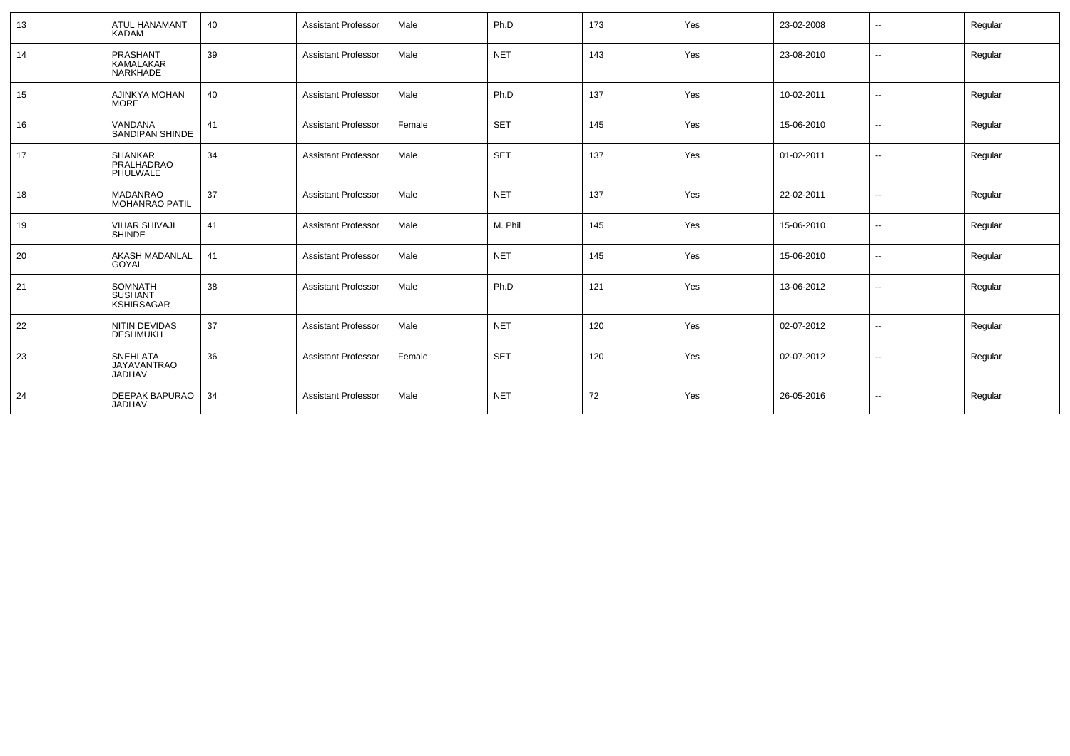| | | | | | | | | | | |
|---|---|---|---|---|---|---|---|---|---|---|
| 13 | ATUL HANAMANT KADAM | 40 | Assistant Professor | Male | Ph.D | 173 | Yes | 23-02-2008 | -- | Regular |
| 14 | PRASHANT KAMALAKAR NARKHADE | 39 | Assistant Professor | Male | NET | 143 | Yes | 23-08-2010 | -- | Regular |
| 15 | AJINKYA MOHAN MORE | 40 | Assistant Professor | Male | Ph.D | 137 | Yes | 10-02-2011 | -- | Regular |
| 16 | VANDANA SANDIPAN SHINDE | 41 | Assistant Professor | Female | SET | 145 | Yes | 15-06-2010 | -- | Regular |
| 17 | SHANKAR PRALHADRAO PHULWALE | 34 | Assistant Professor | Male | SET | 137 | Yes | 01-02-2011 | -- | Regular |
| 18 | MADANRAO MOHANRAO PATIL | 37 | Assistant Professor | Male | NET | 137 | Yes | 22-02-2011 | -- | Regular |
| 19 | VIHAR SHIVAJI SHINDE | 41 | Assistant Professor | Male | M. Phil | 145 | Yes | 15-06-2010 | -- | Regular |
| 20 | AKASH MADANLAL GOYAL | 41 | Assistant Professor | Male | NET | 145 | Yes | 15-06-2010 | -- | Regular |
| 21 | SOMNATH SUSHANT KSHIRSAGAR | 38 | Assistant Professor | Male | Ph.D | 121 | Yes | 13-06-2012 | -- | Regular |
| 22 | NITIN DEVIDAS DESHMUKH | 37 | Assistant Professor | Male | NET | 120 | Yes | 02-07-2012 | -- | Regular |
| 23 | SNEHLATA JAYAVANTRAO JADHAV | 36 | Assistant Professor | Female | SET | 120 | Yes | 02-07-2012 | -- | Regular |
| 24 | DEEPAK BAPURAO JADHAV | 34 | Assistant Professor | Male | NET | 72 | Yes | 26-05-2016 | -- | Regular |